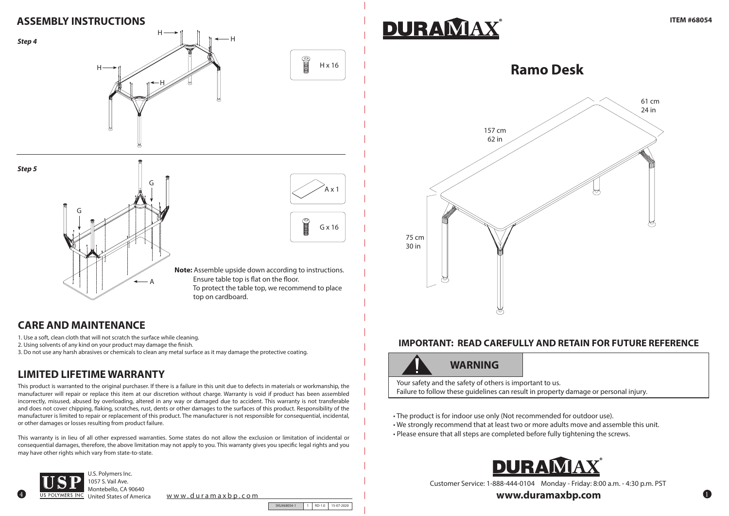## ASSEMBLY INSTRUCTIONS

***Step 4***

H x 16

***Step 5***

A x 1

G x 16

**Note:** Assemble upside down according to instructions.
Ensure table top is flat on the floor.
To protect the table top, we recommend to place top on cardboard.

## CARE AND MAINTENANCE

1. Use a soft, clean cloth that will not scratch the surface while cleaning.
2. Using solvents of any kind on your product may damage the finish.
3. Do not use any harsh abrasives or chemicals to clean any metal surface as it may damage the protective coating.

## LIMITED LIFETIME WARRANTY

This product is warranted to the original purchaser. If there is a failure in this unit due to defects in materials or workmanship, the manufacturer will repair or replace this item at our discretion without charge. Warranty is void if product has been assembled incorrectly, misused, abused by overloading, altered in any way or damaged due to accident. This warranty is not transferable and does not cover chipping, flaking, scratches, rust, dents or other damages to the surfaces of this product. Responsibility of the manufacturer is limited to repair or replacement of this product. The manufacturer is not responsible for consequential, incidental, or other damages or losses resulting from product failure.

This warranty is in lieu of all other expressed warranties. Some states do not allow the exclusion or limitation of incidental or consequential damages, therefore, the above limitation may not apply to you. This warranty gives you specific legal rights and you may have other rights which vary from state-to-state.

U.S. Polymers Inc.
1057 S. Vail Ave.
Montebello, CA 90640
United States of America

www.duramaxbp.com

| SKU#68054-1 | 1 | RD-1.0 | 15-07-2020 |
| --- | --- | --- | --- |

**ITEM #68054**

# DURAMAX

# Ramo Desk

157 cm
62 in

61 cm
24 in

75 cm
30 in

### IMPORTANT: READ CAREFULLY AND RETAIN FOR FUTURE REFERENCE

**WARNING**

Your safety and the safety of others is important to us.
Failure to follow these guidelines can result in property damage or personal injury.

- The product is for indoor use only (Not recommended for outdoor use).
- We strongly recommend that at least two or more adults move and assemble this unit.
- Please ensure that all steps are completed before fully tightening the screws.

Customer Service: 1-888-444-0104 Monday - Friday: 8:00 a.m. - 4:30 p.m. PST

**www.duramaxbp.com**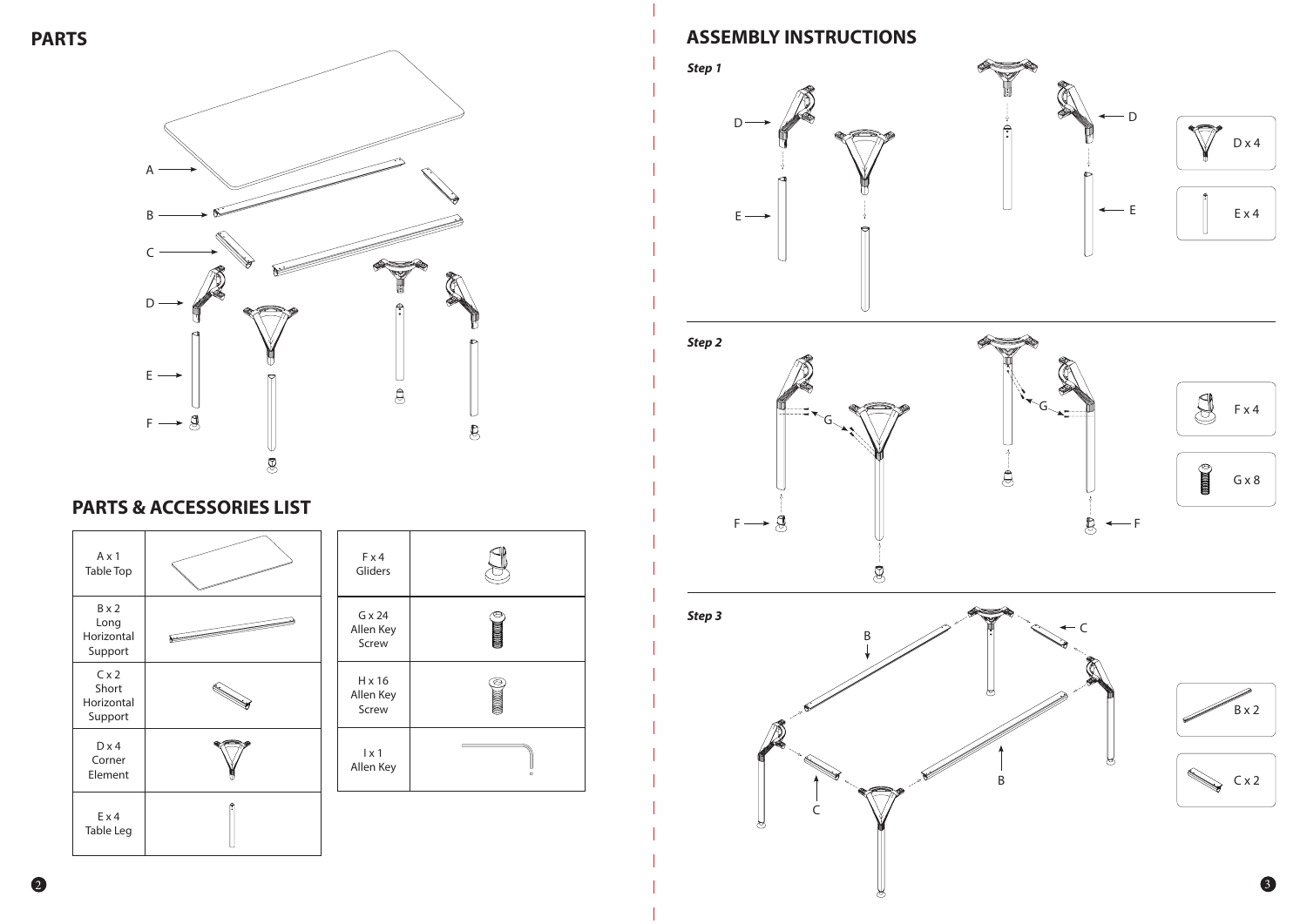## PARTS

A

B

C

D

E

F

## PARTS & ACCESSORIES LIST

| | |
|---|---|
| A x 1 Table Top | |
| B x 2 Long Horizontal Support | |
| C x 2 Short Horizontal Support | |
| D x 4 Corner Element | |
| E x 4 Table Leg | |

| | |
|---|---|
| F x 4 Gliders | |
| G x 24 Allen Key Screw | |
| H x 16 Allen Key Screw | |
| I x 1 Allen Key | |

## ASSEMBLY INSTRUCTIONS

***Step 1***

D

E

D x 4

E x 4

***Step 2***

G

F

F x 4

G x 8

***Step 3***

B

C

B x 2

C x 2